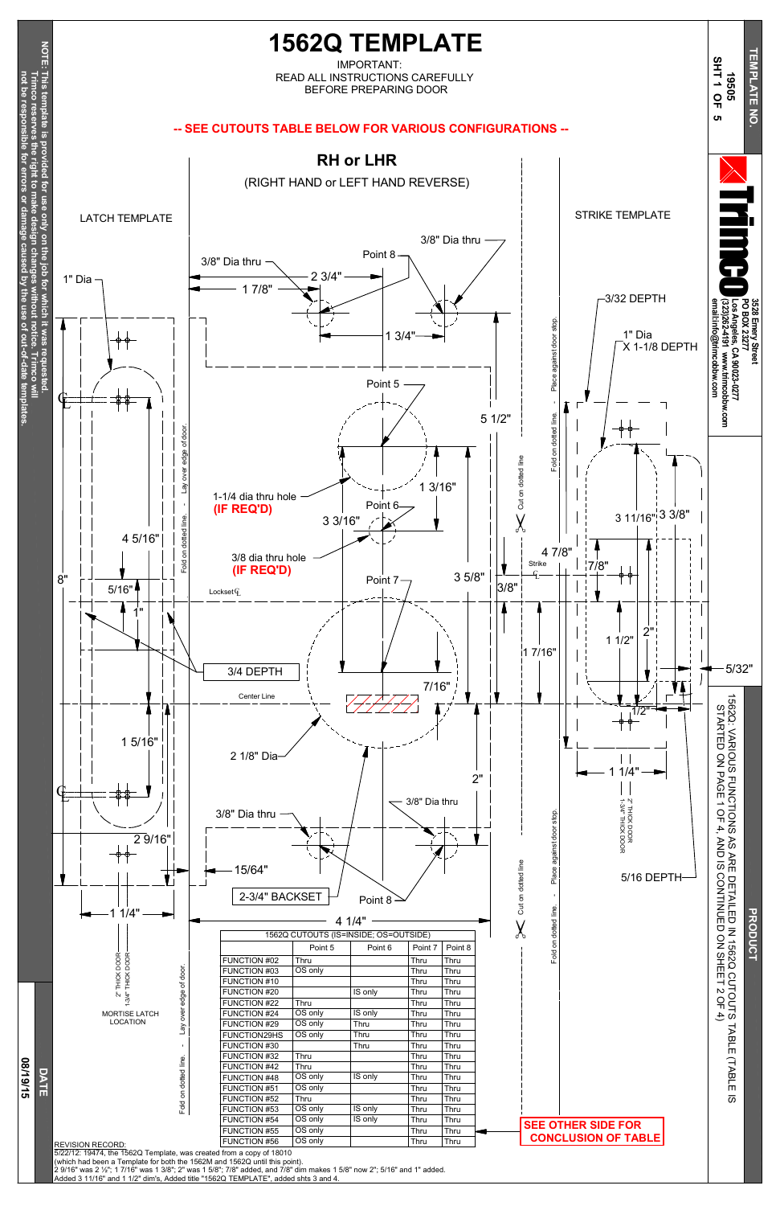# 1562Q TEMPLATE

IMPORTANT:
READ ALL INSTRUCTIONS CAREFULLY
BEFORE PREPARING DOOR

**-- SEE CUTOUTS TABLE BELOW FOR VARIOUS CONFIGURATIONS --**

## RH or LHR

(RIGHT HAND or LEFT HAND REVERSE)

LATCH TEMPLATE

STRIKE TEMPLATE

3/8" Dia thru
Point 8
3/8" Dia thru
2 3/4"
1 7/8"
1" Dia
1 3/4"
3/32 DEPTH
1" Dia X 1-1/8 DEPTH
Point 5
5 1/2"
1-1/4 dia thru hole **(IF REQ'D)**
Point 6
1 3/16"
3 3/16"
3 11/16"
3 3/8"
4 5/16"
3/8 dia thru hole **(IF REQ'D)**
4 7/8"
Strike ℄
7/8"
8"
5/16"
Point 7
3 5/8"
3/8"
Lockset ℄
1"
1 1/2"
2"
1 7/16"
3/4 DEPTH
5/32"
Center Line
7/16"
1/2"
1 5/16"
2 1/8" Dia
1 1/4"
2"
3/8" Dia thru
3/8" Dia thru
2" THICK DOOR
1-3/4" THICK DOOR
2 9/16"
15/64"
5/16 DEPTH
2-3/4" BACKSET
Point 8
1 1/4"
4 1/4"
2" THICK DOOR
1-3/4" THICK DOOR
MORTISE LATCH LOCATION

Fold on dotted line. - Lay over edge of door.
Cut on dotted line
Fold on dotted line. - Place against door stop.

| 1562Q CUTOUTS (IS=INSIDE; OS=OUTSIDE) | Point 5 | Point 6 | Point 7 | Point 8 |
|---|---|---|---|---|
| FUNCTION #02 | Thru | | Thru | Thru |
| FUNCTION #03 | OS only | | Thru | Thru |
| FUNCTION #10 | | | Thru | Thru |
| FUNCTION #20 | | IS only | Thru | Thru |
| FUNCTION #22 | Thru | | Thru | Thru |
| FUNCTION #24 | OS only | IS only | Thru | Thru |
| FUNCTION #29 | OS only | Thru | Thru | Thru |
| FUNCTION29HS | OS only | Thru | Thru | Thru |
| FUNCTION #30 | | Thru | Thru | Thru |
| FUNCTION #32 | Thru | | Thru | Thru |
| FUNCTION #42 | Thru | | Thru | Thru |
| FUNCTION #48 | OS only | IS only | Thru | Thru |
| FUNCTION #51 | OS only | | Thru | Thru |
| FUNCTION #52 | Thru | | Thru | Thru |
| FUNCTION #53 | OS only | IS only | Thru | Thru |
| FUNCTION #54 | OS only | IS only | Thru | Thru |
| FUNCTION #55 | OS only | | Thru | Thru |
| FUNCTION #56 | OS only | | Thru | Thru |

**SEE OTHER SIDE FOR CONCLUSION OF TABLE**

REVISION RECORD:
5/22/12: 19474, the 1562Q Template, was created from a copy of 18010
(which had been a Template for both the 1562M and 1562Q until this point).
2 9/16" was 2 ½"; 1 7/16" was 1 3/8"; 2" was 1 5/8"; 7/8" dim makes 1 5/8" now 2"; 5/16" and 1" added.
Added 3 11/16" and 1 1/2" dim's, Added title "1562Q TEMPLATE", added shts 3 and 4.

NOTE: This template is provided for use only on the job for which it was requested. Trimco reserves the right to make design changes without notice. Trimco will not be responsible for errors or damage caused by the use of out-of-date templates.

TEMPLATE NO. 19505
SHT 1 OF 5

Trimco
3528 Emery Street
PO BOX 23277
Los Angeles, CA 90023-0277
(323)262-4191 www.trimcobbw.com
email:info@trimcobbw.com

PRODUCT
1562Q: VARIOUS FUNCTIONS AS ARE DETAILED IN 1562Q CUTOUTS TABLE (TABLE IS STARTED ON PAGE 1 OF 4, AND IS CONTINUED ON SHEET 2 OF 4)

DATE
08/19/15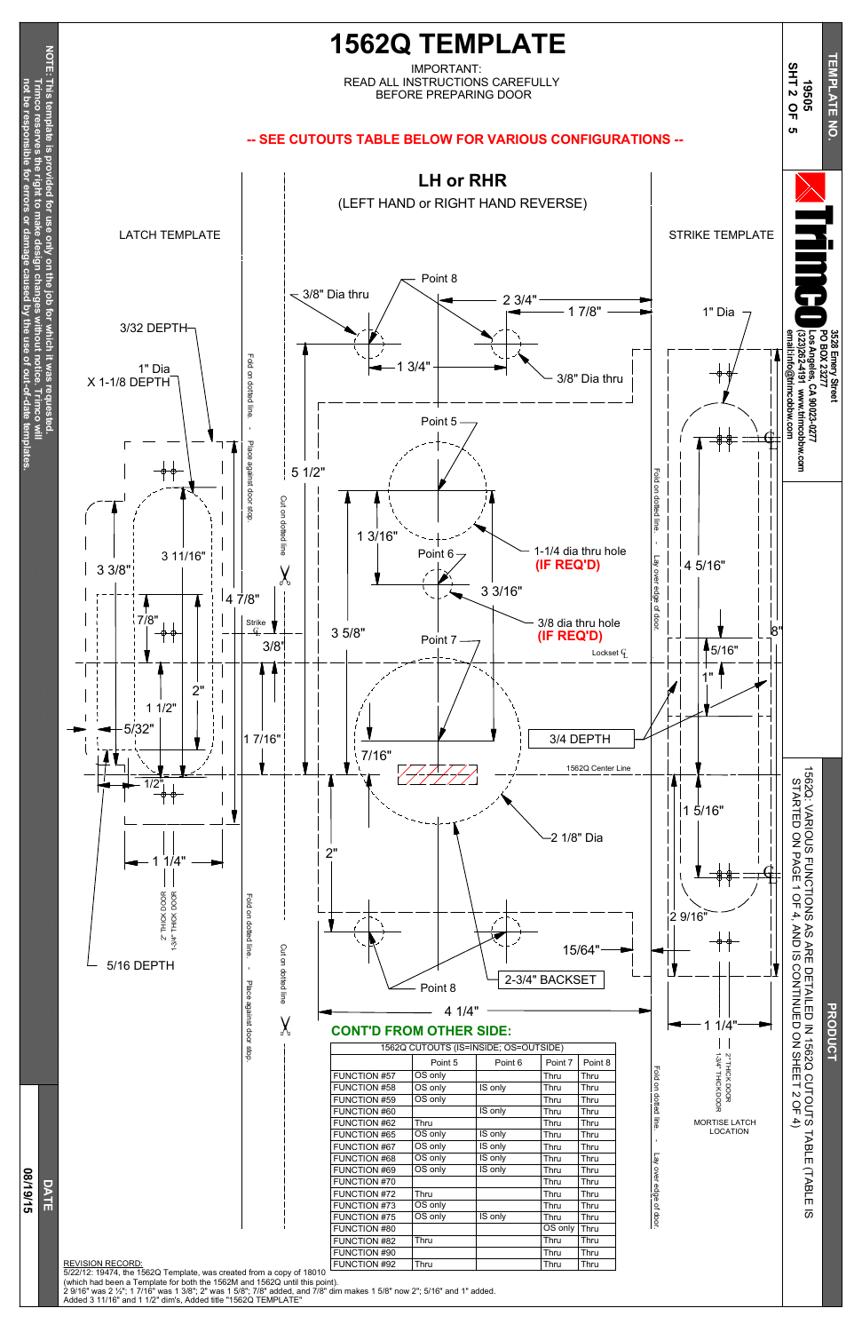# 1562Q TEMPLATE

IMPORTANT:
READ ALL INSTRUCTIONS CAREFULLY
BEFORE PREPARING DOOR

**-- SEE CUTOUTS TABLE BELOW FOR VARIOUS CONFIGURATIONS --**

## LH or RHR

(LEFT HAND or RIGHT HAND REVERSE)

LATCH TEMPLATE

STRIKE TEMPLATE

Point 8

3/8" Dia thru

2 3/4"

1 7/8"

1" Dia

3/32 DEPTH

1 3/4"

3/8" Dia thru

1" Dia X 1-1/8 DEPTH

Point 5

5 1/2"

Fold on dotted line. - Place against door stop.

Cut on dotted line

Fold on dotted line. - Lay over edge of door.

1 3/16"

Point 6

1-1/4 dia thru hole **(IF REQ'D)**

3 3/8"

3 11/16"

4 5/16"

4 7/8"

3 3/16"

7/8"

Strike ℄

3/8"

3 5/8"

Point 7

3/8 dia thru hole **(IF REQ'D)**

8"

Lockset ℄

5/16"

1"

2"

1 1/2"

5/32"

1 7/16"

3/4 DEPTH

7/16"

1562Q Center Line

1/2"

1 5/16"

2 1/8" Dia

1 1/4"

2"

2 9/16"

1-3/4" THICK DOOR

2" THICK DOOR

15/64"

5/16 DEPTH

Point 8

2-3/4" BACKSET

4 1/4"

1 1/4"

1-3/4" THICK DOOR

2" THICK DOOR

MORTISE LATCH LOCATION

**CONT'D FROM OTHER SIDE:**

| 1562Q CUTOUTS (IS=INSIDE; OS=OUTSIDE) | | | | |
|---|---|---|---|---|
| | Point 5 | Point 6 | Point 7 | Point 8 |
| FUNCTION #57 | OS only | | Thru | Thru |
| FUNCTION #58 | OS only | IS only | Thru | Thru |
| FUNCTION #59 | OS only | | Thru | Thru |
| FUNCTION #60 | | IS only | Thru | Thru |
| FUNCTION #62 | Thru | | Thru | Thru |
| FUNCTION #65 | OS only | IS only | Thru | Thru |
| FUNCTION #67 | OS only | IS only | Thru | Thru |
| FUNCTION #68 | OS only | IS only | Thru | Thru |
| FUNCTION #69 | OS only | IS only | Thru | Thru |
| FUNCTION #70 | | | Thru | Thru |
| FUNCTION #72 | Thru | | Thru | Thru |
| FUNCTION #73 | OS only | | Thru | Thru |
| FUNCTION #75 | OS only | IS only | Thru | Thru |
| FUNCTION #80 | | | OS only | Thru |
| FUNCTION #82 | Thru | | Thru | Thru |
| FUNCTION #90 | | | Thru | Thru |
| FUNCTION #92 | Thru | | Thru | Thru |

REVISION RECORD:
5/22/12: 19474, the 1562Q Template, was created from a copy of 18010
(which had been a Template for both the 1562M and 1562Q until this point).
2 9/16" was 2 ½"; 1 7/16" was 1 3/8"; 2" was 1 5/8"; 7/8" added, and 7/8" dim makes 1 5/8" now 2"; 5/16" and 1" added.
Added 3 11/16" and 1 1/2" dim's, Added title "1562Q TEMPLATE"

NOTE: This template is provided for use only on the job for which it was requested. Trimco reserves the right to make design changes without notice. Trimco will not be responsible for errors or damage caused by the use of out-of-date templates.

DATE: 08/19/15

TEMPLATE NO. 19505 SHT 2 OF 5

Trimco
3528 Emery Street
PO BOX 23277
Los Angeles, CA 90023-0277
(323)262-4191 www.trimcobbw.com
email:info@trimcobbw.com

PRODUCT: 1562Q: VARIOUS FUNCTIONS AS ARE DETAILED IN 1562Q CUTOUTS TABLE (TABLE IS STARTED ON PAGE 1 OF 4, AND IS CONTINUED ON SHEET 2 OF 4)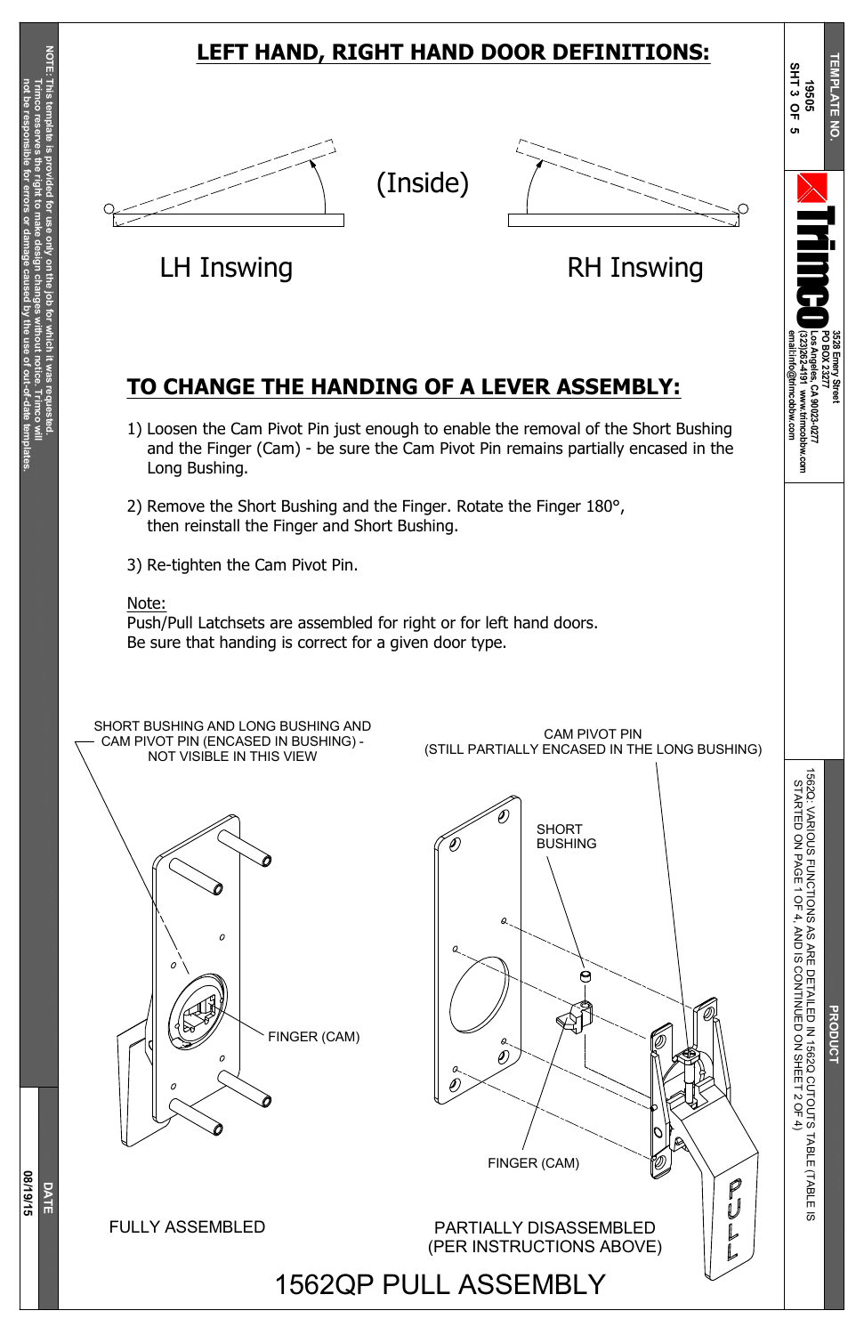## LEFT HAND, RIGHT HAND DOOR DEFINITIONS:

(Inside)

LH Inswing

RH Inswing

## TO CHANGE THE HANDING OF A LEVER ASSEMBLY:

1) Loosen the Cam Pivot Pin just enough to enable the removal of the Short Bushing and the Finger (Cam) - be sure the Cam Pivot Pin remains partially encased in the Long Bushing.

2) Remove the Short Bushing and the Finger. Rotate the Finger 180°, then reinstall the Finger and Short Bushing.

3) Re-tighten the Cam Pivot Pin.

Note:
Push/Pull Latchsets are assembled for right or for left hand doors.
Be sure that handing is correct for a given door type.

SHORT BUSHING AND LONG BUSHING AND CAM PIVOT PIN (ENCASED IN BUSHING) - NOT VISIBLE IN THIS VIEW

FINGER (CAM)

FULLY ASSEMBLED

CAM PIVOT PIN (STILL PARTIALLY ENCASED IN THE LONG BUSHING)

SHORT BUSHING

FINGER (CAM)

PULL

PARTIALLY DISASSEMBLED (PER INSTRUCTIONS ABOVE)

# 1562QP PULL ASSEMBLY

TEMPLATE NO. 19505 SHT 3 OF 5

Trimco
3528 Emery Street
PO BOX 23277
Los Angeles, CA 90023-0277
(323)262-4191 www.trimcobbw.com
email:info@trimcobbw.com

PRODUCT
1562Q: VARIOUS FUNCTIONS AS ARE DETAILED IN 1562Q CUTOUTS TABLE (TABLE IS STARTED ON PAGE 1 OF 4, AND IS CONTINUED ON SHEET 2 OF 4)

DATE 08/19/15

NOTE: This template is provided for use only on the job for which it was requested. Trimco reserves the right to make design changes without notice. Trimco will not be responsible for errors or damage caused by the use of out-of-date templates.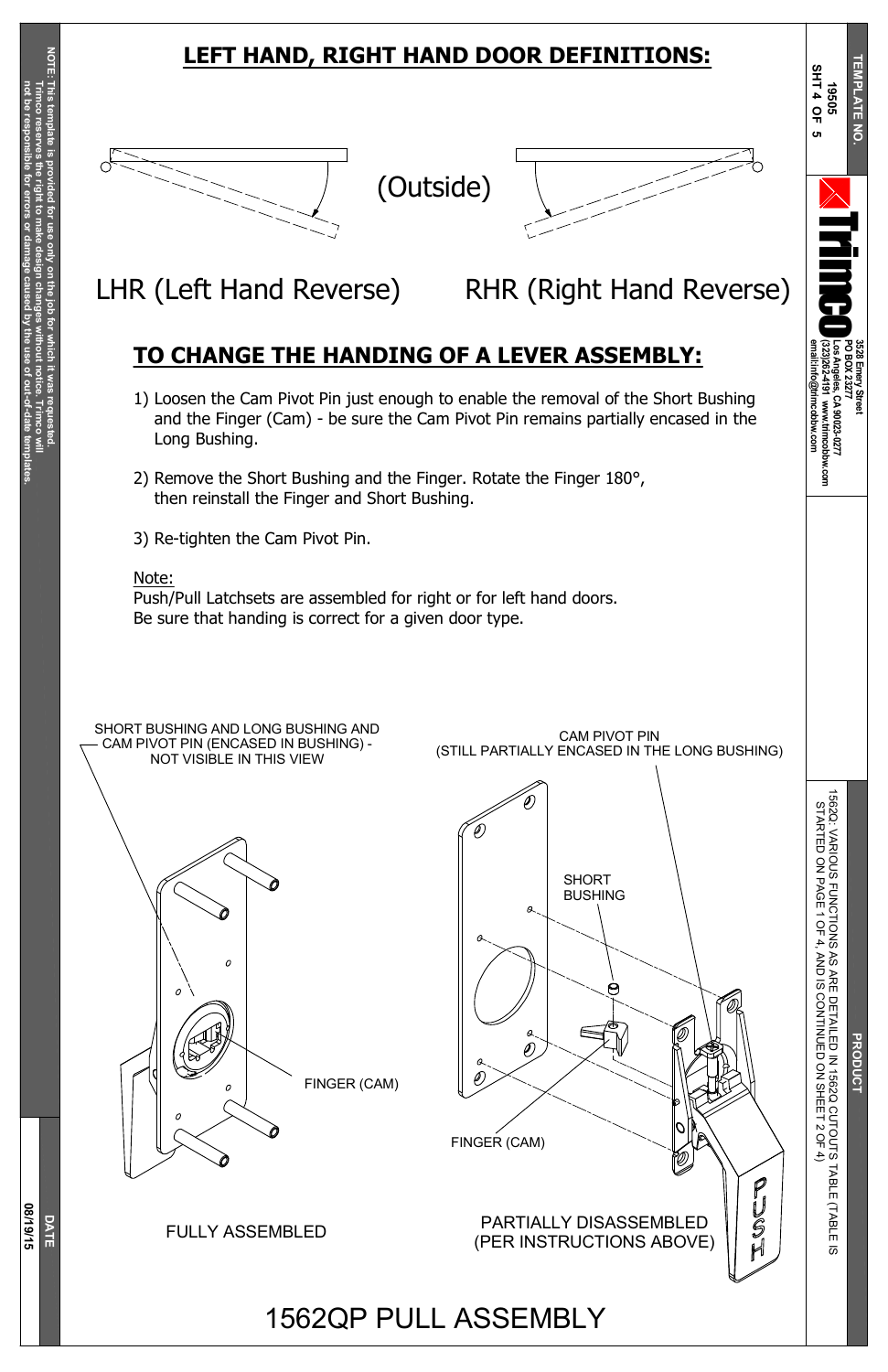## LEFT HAND, RIGHT HAND DOOR DEFINITIONS:

(Outside)

LHR (Left Hand Reverse) RHR (Right Hand Reverse)

## TO CHANGE THE HANDING OF A LEVER ASSEMBLY:

1) Loosen the Cam Pivot Pin just enough to enable the removal of the Short Bushing and the Finger (Cam) - be sure the Cam Pivot Pin remains partially encased in the Long Bushing.

2) Remove the Short Bushing and the Finger. Rotate the Finger 180°, then reinstall the Finger and Short Bushing.

3) Re-tighten the Cam Pivot Pin.

Note:
Push/Pull Latchsets are assembled for right or for left hand doors.
Be sure that handing is correct for a given door type.

SHORT BUSHING AND LONG BUSHING AND CAM PIVOT PIN (ENCASED IN BUSHING) - NOT VISIBLE IN THIS VIEW

FINGER (CAM)

FULLY ASSEMBLED

CAM PIVOT PIN (STILL PARTIALLY ENCASED IN THE LONG BUSHING)

SHORT BUSHING

FINGER (CAM)

PUSH

PARTIALLY DISASSEMBLED (PER INSTRUCTIONS ABOVE)

# 1562QP PULL ASSEMBLY

NOTE: This template is provided for use only on the job for which it was requested. Trimco reserves the right to make design changes without notice. Trimco will not be responsible for errors or damage caused by the use of out-of-date templates.

DATE 08/19/15

TEMPLATE NO. 19505 SHT 4 OF 5

Trimco
3528 Emery Street
PO BOX 23277
Los Angeles, CA 90023-0277
(323)262-4191 www.trimcobbw.com
email:info@trimcobbw.com

PRODUCT
1562Q: VARIOUS FUNCTIONS AS ARE DETAILED IN 1562Q CUTOUTS TABLE (TABLE IS STARTED ON PAGE 1 OF 4, AND IS CONTINUED ON SHEET 2 OF 4)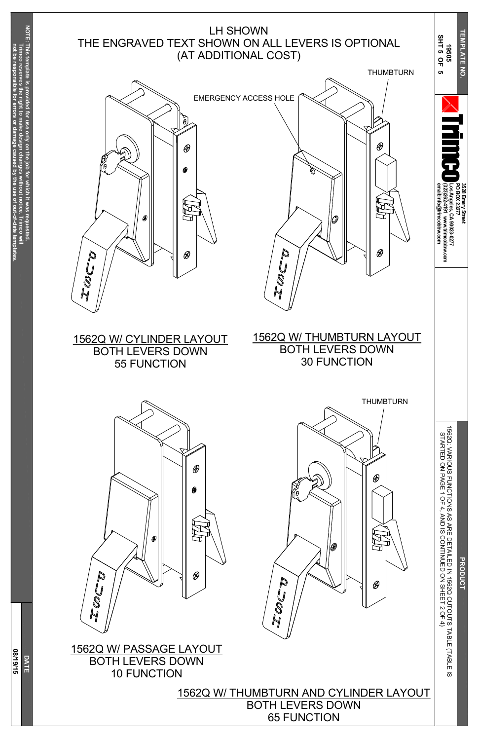# LH SHOWN

THE ENGRAVED TEXT SHOWN ON ALL LEVERS IS OPTIONAL (AT ADDITIONAL COST)

EMERGENCY ACCESS HOLE

THUMBTURN

PUSH

PUSH

1562Q W/ CYLINDER LAYOUT
BOTH LEVERS DOWN
55 FUNCTION

1562Q W/ THUMBTURN LAYOUT
BOTH LEVERS DOWN
30 FUNCTION

THUMBTURN

PUSH

PUSH

1562Q W/ PASSAGE LAYOUT
BOTH LEVERS DOWN
10 FUNCTION

1562Q W/ THUMBTURN AND CYLINDER LAYOUT
BOTH LEVERS DOWN
65 FUNCTION

TEMPLATE NO.
19505
SHT 5 OF 5

Trimco
3528 Emery Street
PO BOX 23277
Los Angeles, CA 90023-0277
(323)262-4191 www.trimcobbw.com
email:info@trimcobbw.com

PRODUCT
1562Q: VARIOUS FUNCTIONS AS ARE DETAILED IN 1562Q CUTOUTS TABLE (TABLE IS STARTED ON PAGE 1 OF 4, AND IS CONTINUED ON SHEET 2 OF 4)

NOTE: This template is provided for use only on the job for which it was requested. Trimco reserves the right to make design changes without notice. Trimco will not be responsible for errors or damage caused by the use of out-of-date templates.

DATE
08/19/15